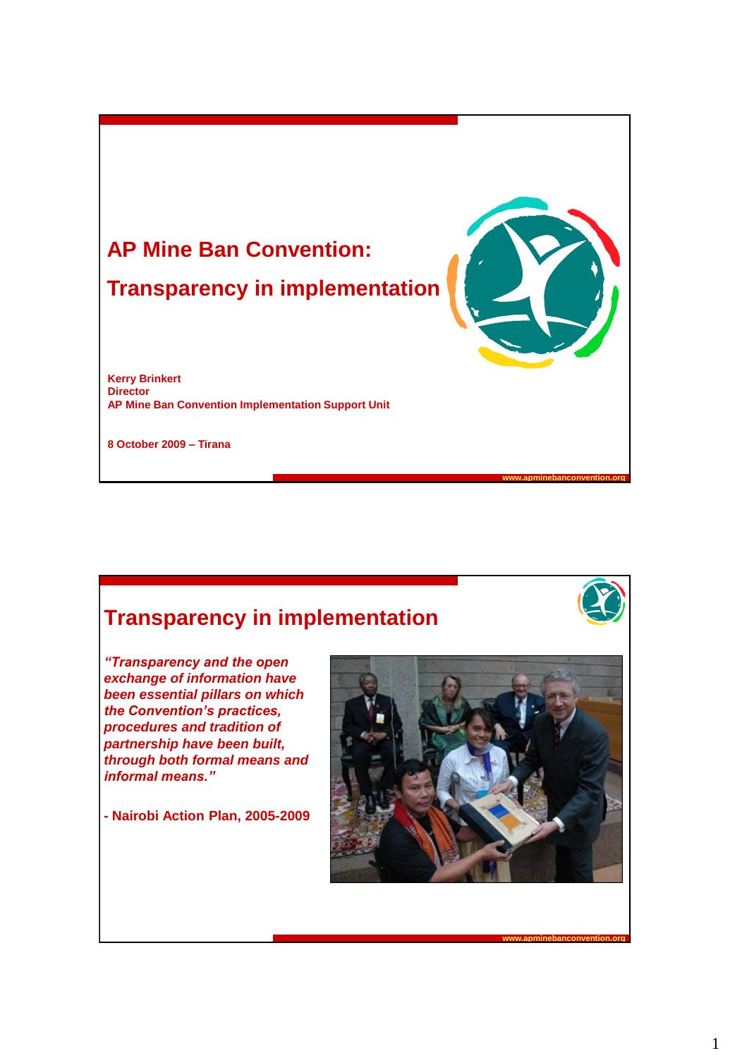# AP Mine Ban Convention:

# Transparency in implementation

**Kerry Brinkert**
**Director**
**AP Mine Ban Convention Implementation Support Unit**

**8 October 2009 – Tirana**

www.apminebanconvention.org

---

## Transparency in implementation

***"Transparency and the open exchange of information have been essential pillars on which the Convention's practices, procedures and tradition of partnership have been built, through both formal means and informal means."***

**- Nairobi Action Plan, 2005-2009**

www.apminebanconvention.org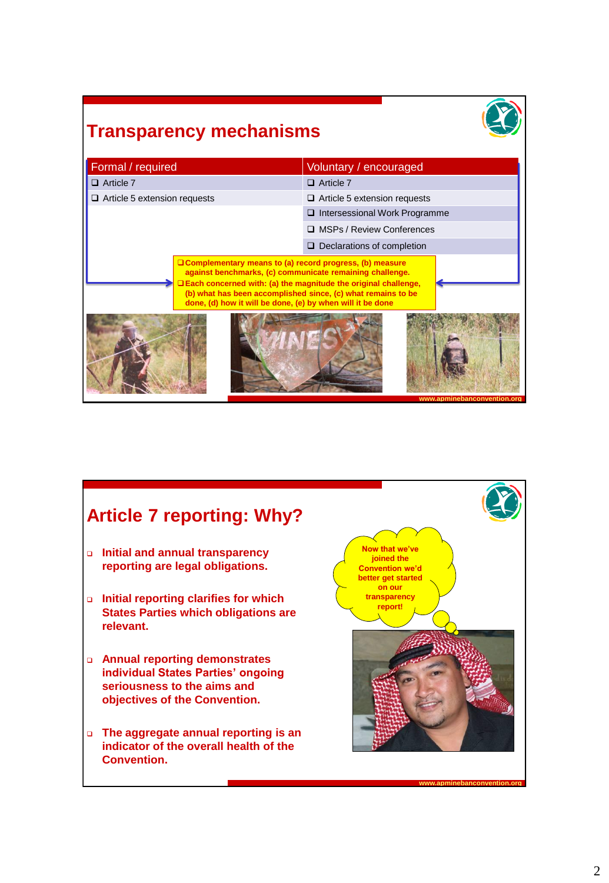# Transparency mechanisms

| Formal / required | Voluntary / encouraged |
|---|---|
| ❑ Article 7 | ❑ Article 7 |
| ❑ Article 5 extension requests | ❑ Article 5 extension requests |
| | ❑ Intersessional Work Programme |
| | ❑ MSPs / Review Conferences |
| | ❑ Declarations of completion |

- ❑ Complementary means to (a) record progress, (b) measure against benchmarks, (c) communicate remaining challenge.
- ❑ Each concerned with: (a) the magnitude the original challenge, (b) what has been accomplished since, (c) what remains to be done, (d) how it will be done, (e) by when will it be done

www.apminebanconvention.org

# Article 7 reporting: Why?

- Initial and annual transparency reporting are legal obligations.
- Initial reporting clarifies for which States Parties which obligations are relevant.
- Annual reporting demonstrates individual States Parties' ongoing seriousness to the aims and objectives of the Convention.
- The aggregate annual reporting is an indicator of the overall health of the Convention.

Now that we've joined the Convention we'd better get started on our transparency report!

www.apminebanconvention.org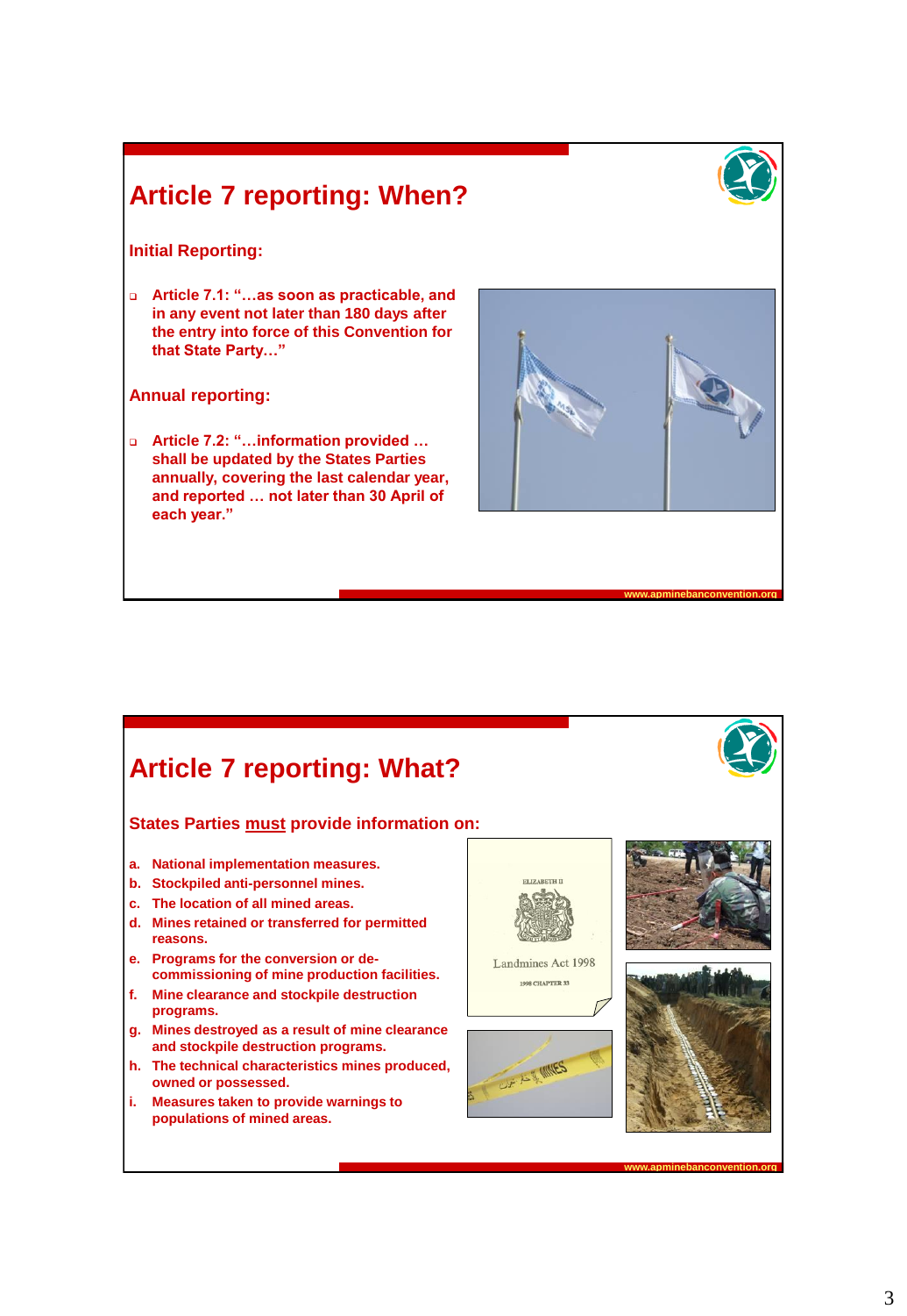## Article 7 reporting: When?

### Initial Reporting:

- Article 7.1: "…as soon as practicable, and in any event not later than 180 days after the entry into force of this Convention for that State Party…"

### Annual reporting:

- Article 7.2: "…information provided … shall be updated by the States Parties annually, covering the last calendar year, and reported … not later than 30 April of each year."

## Article 7 reporting: What?

### States Parties must provide information on:

a. National implementation measures.
b. Stockpiled anti-personnel mines.
c. The location of all mined areas.
d. Mines retained or transferred for permitted reasons.
e. Programs for the conversion or de-commissioning of mine production facilities.
f. Mine clearance and stockpile destruction programs.
g. Mines destroyed as a result of mine clearance and stockpile destruction programs.
h. The technical characteristics mines produced, owned or possessed.
i. Measures taken to provide warnings to populations of mined areas.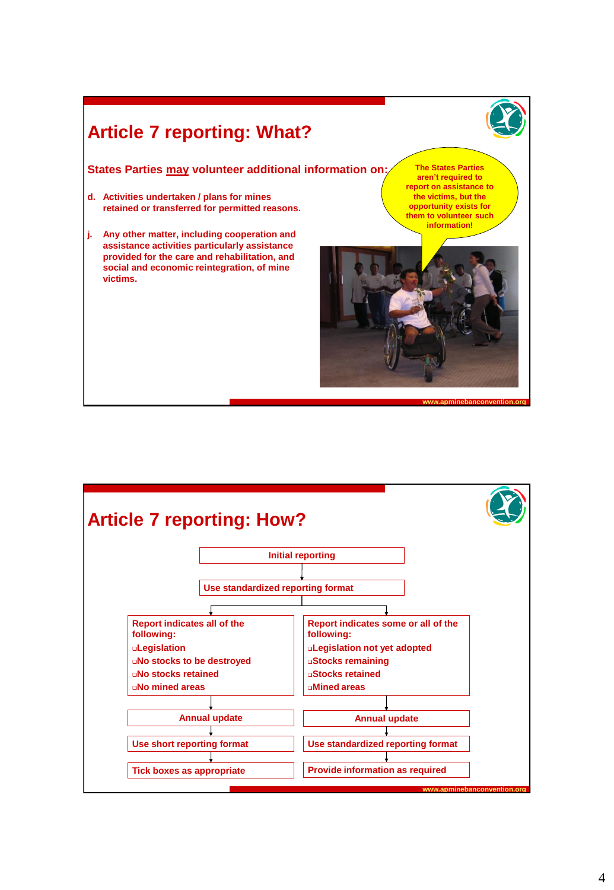# Article 7 reporting: What?

**States Parties may volunteer additional information on:**

d. Activities undertaken / plans for mines retained or transferred for permitted reasons.

j. Any other matter, including cooperation and assistance activities particularly assistance provided for the care and rehabilitation, and social and economic reintegration, of mine victims.

The States Parties aren't required to report on assistance to the victims, but the opportunity exists for them to volunteer such information!

www.apminebanconvention.org

# Article 7 reporting: How?

Initial reporting

↓

Use standardized reporting format

| Report indicates all of the following: | Report indicates some or all of the following: |
|---|---|
| ▫Legislation | ▫Legislation not yet adopted |
| ▫No stocks to be destroyed | ▫Stocks remaining |
| ▫No stocks retained | ▫Stocks retained |
| ▫No mined areas | ▫Mined areas |
| ↓ | ↓ |
| Annual update | Annual update |
| ↓ | ↓ |
| Use short reporting format | Use standardized reporting format |
| ↓ | ↓ |
| Tick boxes as appropriate | Provide information as required |

www.apminebanconvention.org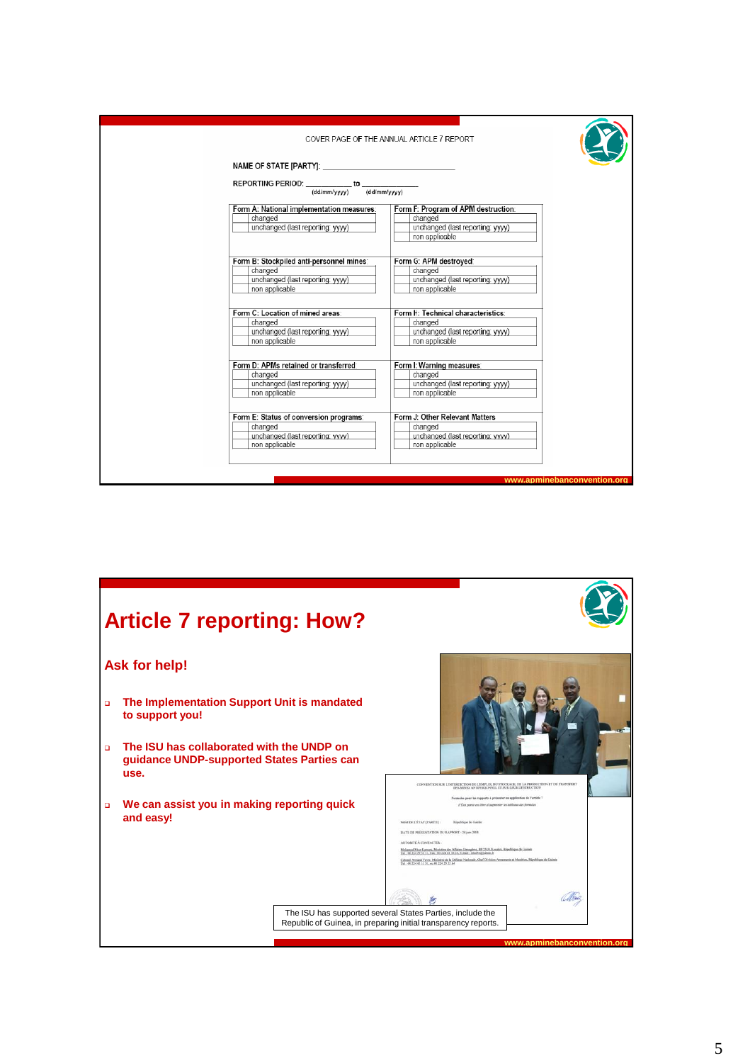COVER PAGE OF THE ANNUAL ARTICLE 7 REPORT

NAME OF STATE [PARTY]: ___________________________

REPORTING PERIOD: ___________ to ___________
(dd/mm/yyyy) (dd/mm/yyyy)

| Form A: National implementation measures: | Form F: Program of APM destruction: |
|---|---|
| ☐ changed<br>☐ unchanged (last reporting: yyyy) | ☐ changed<br>☐ unchanged (last reporting: yyyy)<br>☐ non applicable |
| **Form B: Stockpiled anti-personnel mines:** | **Form G: APM destroyed:** |
| ☐ changed<br>☐ unchanged (last reporting: yyyy)<br>☐ non applicable | ☐ changed<br>☐ unchanged (last reporting: yyyy)<br>☐ non applicable |
| **Form C: Location of mined areas:** | **Form H: Technical characteristics:** |
| ☐ changed<br>☐ unchanged (last reporting: yyyy)<br>☐ non applicable | ☐ changed<br>☐ unchanged (last reporting: yyyy)<br>☐ non applicable |
| **Form D: APMs retained or transferred:** | **Form I: Warning measures:** |
| ☐ changed<br>☐ unchanged (last reporting: yyyy)<br>☐ non applicable | ☐ changed<br>☐ unchanged (last reporting: yyyy)<br>☐ non applicable |
| **Form E: Status of conversion programs:** | **Form J: Other Relevant Matters** |
| ☐ changed<br>☐ unchanged (last reporting: yyyy)<br>☐ non applicable | ☐ changed<br>☐ unchanged (last reporting: yyyy)<br>☐ non applicable |

www.apminebanconvention.org

# Article 7 reporting: How?

## Ask for help!

- **The Implementation Support Unit is mandated to support you!**
- **The ISU has collaborated with the UNDP on guidance UNDP-supported States Parties can use.**
- **We can assist you in making reporting quick and easy!**

The ISU has supported several States Parties, include the Republic of Guinea, in preparing initial transparency reports.

www.apminebanconvention.org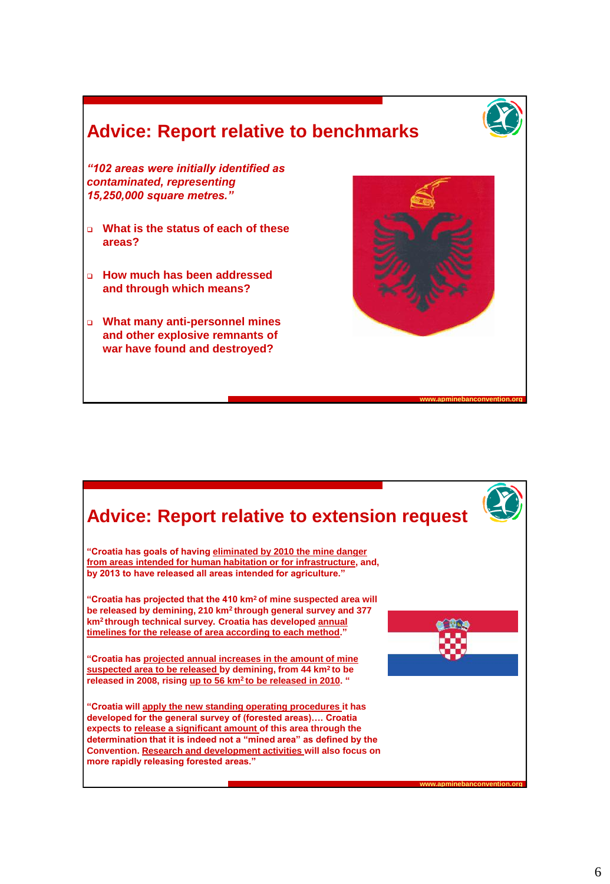# Advice: Report relative to benchmarks

*"102 areas were initially identified as contaminated, representing 15,250,000 square metres."*

- What is the status of each of these areas?
- How much has been addressed and through which means?
- What many anti-personnel mines and other explosive remnants of war have found and destroyed?

www.apminebanconvention.org

# Advice: Report relative to extension request

**"Croatia has goals of having eliminated by 2010 the mine danger from areas intended for human habitation or for infrastructure, and, by 2013 to have released all areas intended for agriculture."**

**"Croatia has projected that the 410 km$^2$ of mine suspected area will be released by demining, 210 km$^2$ through general survey and 377 km$^2$ through technical survey. Croatia has developed annual timelines for the release of area according to each method."**

**"Croatia has projected annual increases in the amount of mine suspected area to be released by demining, from 44 km$^2$ to be released in 2008, rising up to 56 km$^2$ to be released in 2010."**

**"Croatia will apply the new standing operating procedures it has developed for the general survey of (forested areas)…. Croatia expects to release a significant amount of this area through the determination that it is indeed not a "mined area" as defined by the Convention. Research and development activities will also focus on more rapidly releasing forested areas."**

www.apminebanconvention.org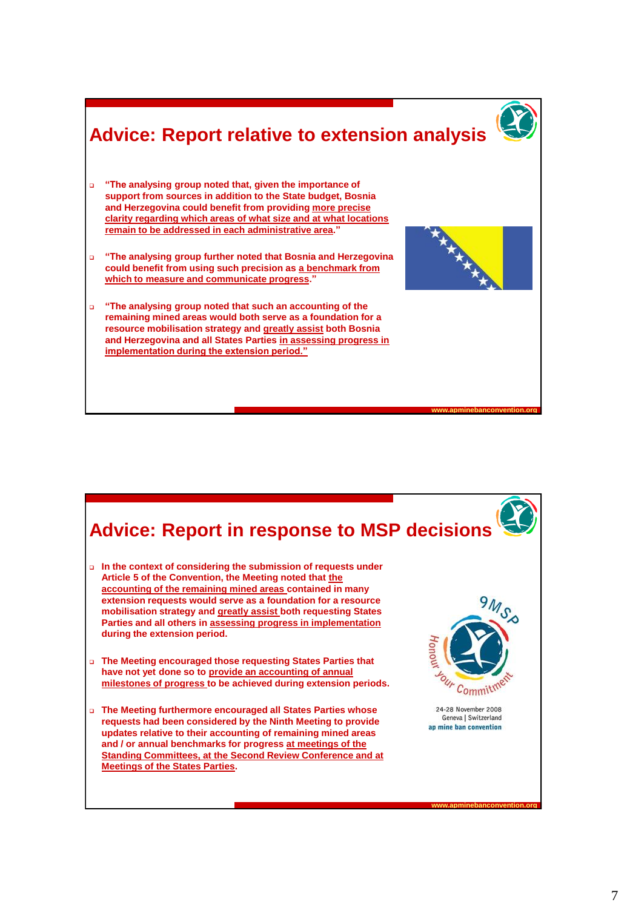## Advice: Report relative to extension analysis

- "The analysing group noted that, given the importance of support from sources in addition to the State budget, Bosnia and Herzegovina could benefit from providing more precise clarity regarding which areas of what size and at what locations remain to be addressed in each administrative area."
- "The analysing group further noted that Bosnia and Herzegovina could benefit from using such precision as a benchmark from which to measure and communicate progress."
- "The analysing group noted that such an accounting of the remaining mined areas would both serve as a foundation for a resource mobilisation strategy and greatly assist both Bosnia and Herzegovina and all States Parties in assessing progress in implementation during the extension period."

www.apminebanconvention.org

## Advice: Report in response to MSP decisions

- In the context of considering the submission of requests under Article 5 of the Convention, the Meeting noted that the accounting of the remaining mined areas contained in many extension requests would serve as a foundation for a resource mobilisation strategy and greatly assist both requesting States Parties and all others in assessing progress in implementation during the extension period.
- The Meeting encouraged those requesting States Parties that have not yet done so to provide an accounting of annual milestones of progress to be achieved during extension periods.
- The Meeting furthermore encouraged all States Parties whose requests had been considered by the Ninth Meeting to provide updates relative to their accounting of remaining mined areas and / or annual benchmarks for progress at meetings of the Standing Committees, at the Second Review Conference and at Meetings of the States Parties.

9MSP
Honour your Commitment
24-28 November 2008
Geneva | Switzerland
ap mine ban convention

www.apminebanconvention.org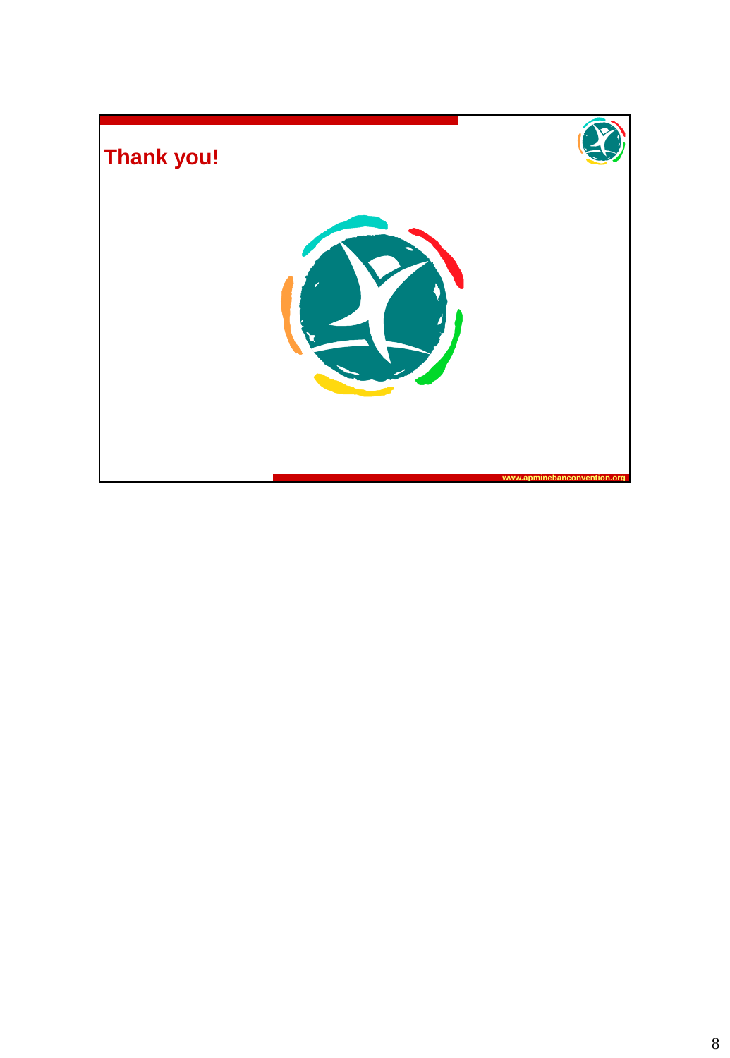## Thank you!

www.apminebanconvention.org